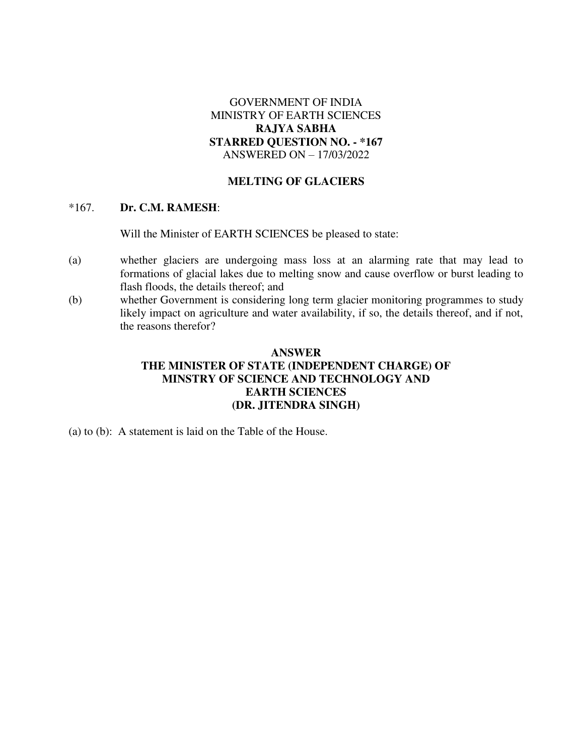GOVERNMENT OF INDIA
MINISTRY OF EARTH SCIENCES
**RAJYA SABHA**
**STARRED QUESTION NO. - *167**
ANSWERED ON – 17/03/2022

**MELTING OF GLACIERS**

*167. **Dr. C.M. RAMESH**:

Will the Minister of EARTH SCIENCES be pleased to state:

(a) whether glaciers are undergoing mass loss at an alarming rate that may lead to formations of glacial lakes due to melting snow and cause overflow or burst leading to flash floods, the details thereof; and

(b) whether Government is considering long term glacier monitoring programmes to study likely impact on agriculture and water availability, if so, the details thereof, and if not, the reasons therefor?

**ANSWER**
**THE MINISTER OF STATE (INDEPENDENT CHARGE) OF MINSTRY OF SCIENCE AND TECHNOLOGY AND EARTH SCIENCES**
**(DR. JITENDRA SINGH)**

(a) to (b): A statement is laid on the Table of the House.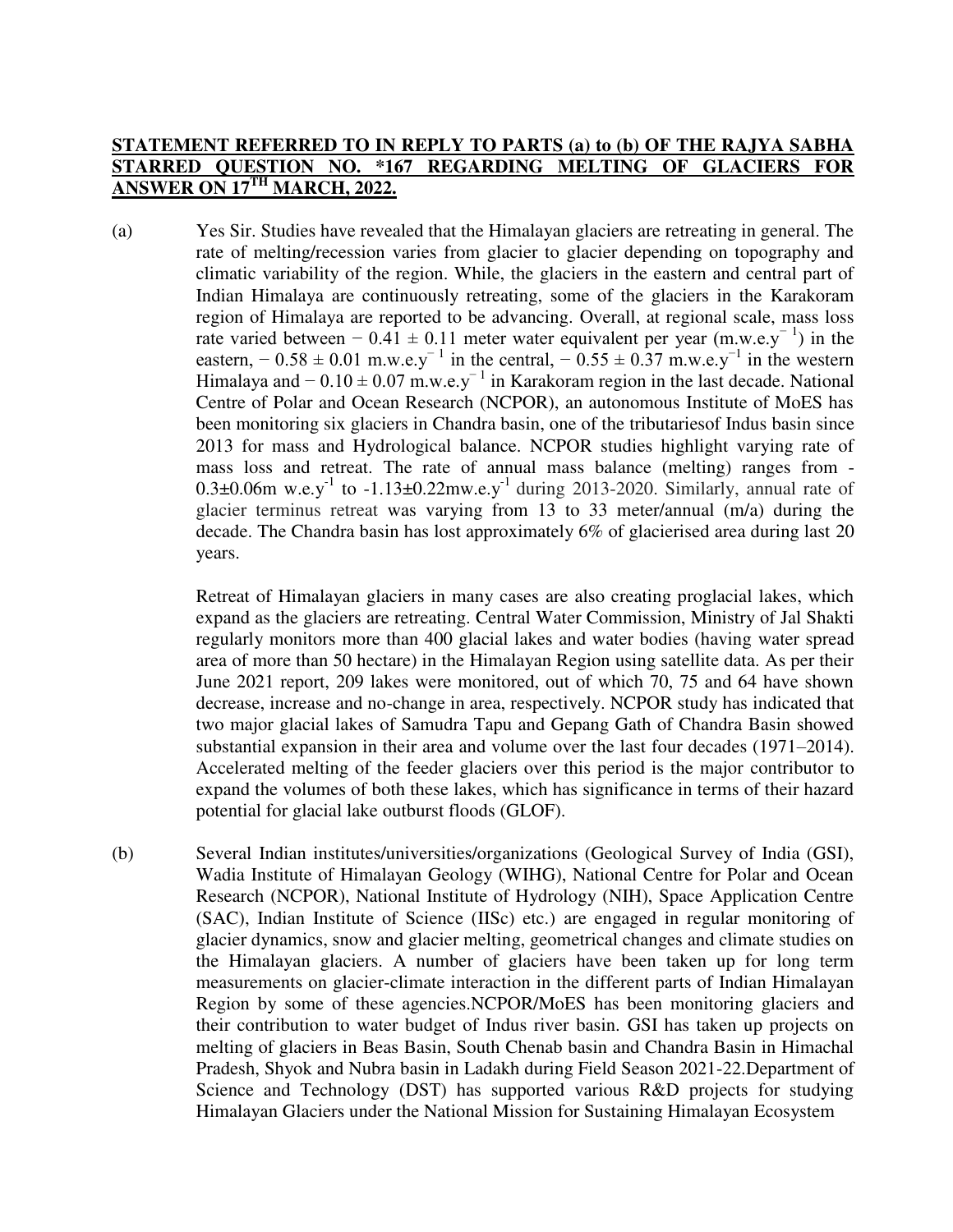**STATEMENT REFERRED TO IN REPLY TO PARTS (a) to (b) OF THE RAJYA SABHA STARRED QUESTION NO. *167 REGARDING MELTING OF GLACIERS FOR ANSWER ON 17TH MARCH, 2022.**

(a) Yes Sir. Studies have revealed that the Himalayan glaciers are retreating in general. The rate of melting/recession varies from glacier to glacier depending on topography and climatic variability of the region. While, the glaciers in the eastern and central part of Indian Himalaya are continuously retreating, some of the glaciers in the Karakoram region of Himalaya are reported to be advancing. Overall, at regional scale, mass loss rate varied between $-0.41 \pm 0.11$ meter water equivalent per year (m.w.e.$y^{-1}$) in the eastern, $-0.58 \pm 0.01$ m.w.e.$y^{-1}$ in the central, $-0.55 \pm 0.37$ m.w.e.$y^{-1}$ in the western Himalaya and $-0.10 \pm 0.07$ m.w.e.$y^{-1}$ in Karakoram region in the last decade. National Centre of Polar and Ocean Research (NCPOR), an autonomous Institute of MoES has been monitoring six glaciers in Chandra basin, one of the tributariesof Indus basin since 2013 for mass and Hydrological balance. NCPOR studies highlight varying rate of mass loss and retreat. The rate of annual mass balance (melting) ranges from $-0.3\pm0.06$m w.e.$y^{-1}$ to $-1.13\pm0.22$mw.e.$y^{-1}$ during 2013-2020. Similarly, annual rate of glacier terminus retreat was varying from 13 to 33 meter/annual (m/a) during the decade. The Chandra basin has lost approximately 6% of glacierised area during last 20 years.

Retreat of Himalayan glaciers in many cases are also creating proglacial lakes, which expand as the glaciers are retreating. Central Water Commission, Ministry of Jal Shakti regularly monitors more than 400 glacial lakes and water bodies (having water spread area of more than 50 hectare) in the Himalayan Region using satellite data. As per their June 2021 report, 209 lakes were monitored, out of which 70, 75 and 64 have shown decrease, increase and no-change in area, respectively. NCPOR study has indicated that two major glacial lakes of Samudra Tapu and Gepang Gath of Chandra Basin showed substantial expansion in their area and volume over the last four decades (1971–2014). Accelerated melting of the feeder glaciers over this period is the major contributor to expand the volumes of both these lakes, which has significance in terms of their hazard potential for glacial lake outburst floods (GLOF).

(b) Several Indian institutes/universities/organizations (Geological Survey of India (GSI), Wadia Institute of Himalayan Geology (WIHG), National Centre for Polar and Ocean Research (NCPOR), National Institute of Hydrology (NIH), Space Application Centre (SAC), Indian Institute of Science (IISc) etc.) are engaged in regular monitoring of glacier dynamics, snow and glacier melting, geometrical changes and climate studies on the Himalayan glaciers. A number of glaciers have been taken up for long term measurements on glacier-climate interaction in the different parts of Indian Himalayan Region by some of these agencies.NCPOR/MoES has been monitoring glaciers and their contribution to water budget of Indus river basin. GSI has taken up projects on melting of glaciers in Beas Basin, South Chenab basin and Chandra Basin in Himachal Pradesh, Shyok and Nubra basin in Ladakh during Field Season 2021-22.Department of Science and Technology (DST) has supported various R&D projects for studying Himalayan Glaciers under the National Mission for Sustaining Himalayan Ecosystem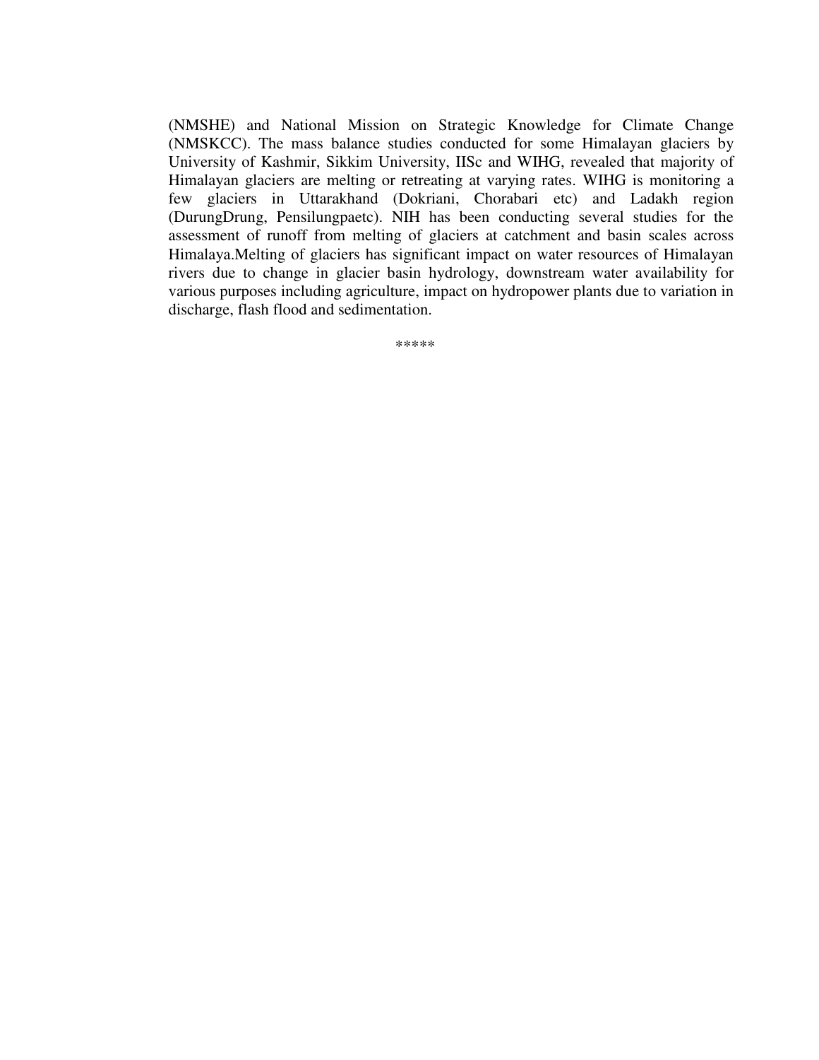(NMSHE) and National Mission on Strategic Knowledge for Climate Change (NMSKCC). The mass balance studies conducted for some Himalayan glaciers by University of Kashmir, Sikkim University, IISc and WIHG, revealed that majority of Himalayan glaciers are melting or retreating at varying rates. WIHG is monitoring a few glaciers in Uttarakhand (Dokriani, Chorabari etc) and Ladakh region (DurungDrung, Pensilungpaetc). NIH has been conducting several studies for the assessment of runoff from melting of glaciers at catchment and basin scales across Himalaya.Melting of glaciers has significant impact on water resources of Himalayan rivers due to change in glacier basin hydrology, downstream water availability for various purposes including agriculture, impact on hydropower plants due to variation in discharge, flash flood and sedimentation.

*****